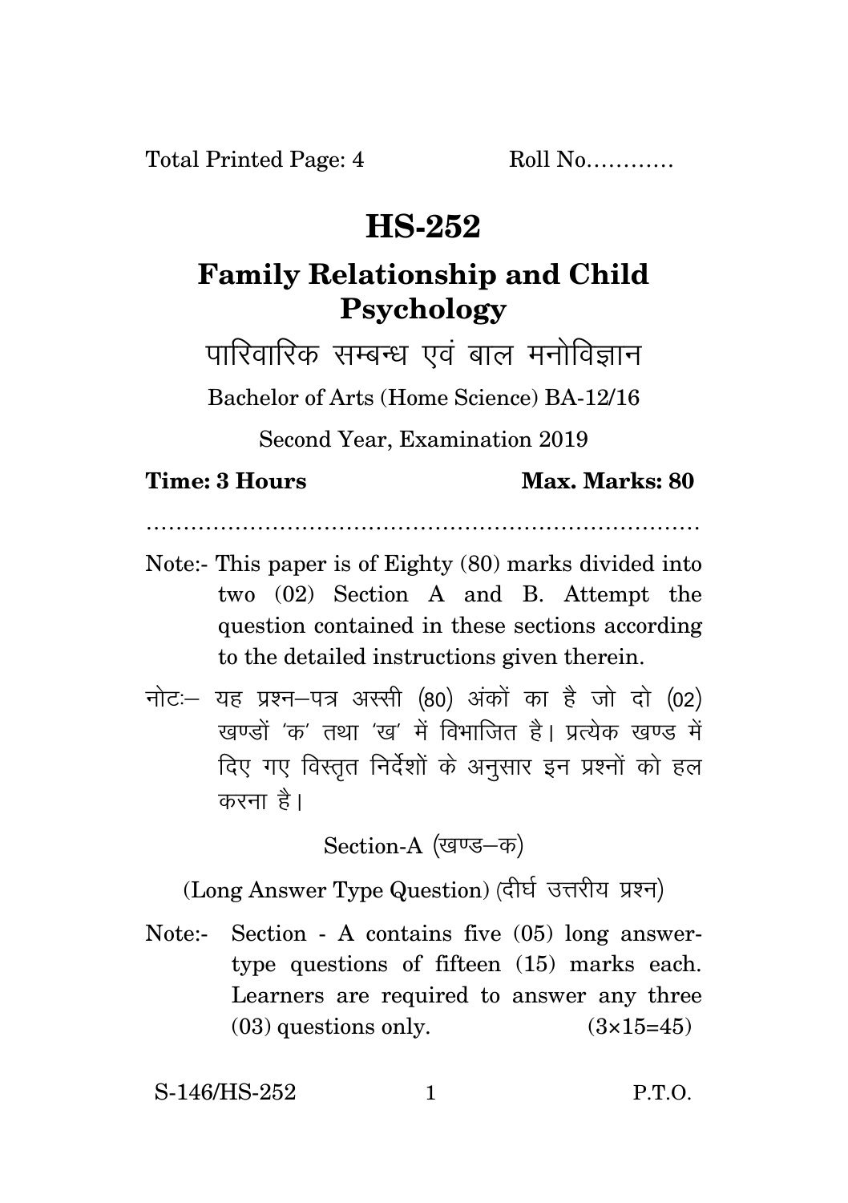Total Printed Page: 4 Roll No............

# HS-252

## Family Relationship and Child Psychology

पारिवारिक सम्बन्ध एवं बाल मनोविज्ञान

Bachelor of Arts (Home Science) BA-12/16

Second Year, Examination 2019

**Time: 3 Hours** **Max. Marks: 80**

.......................................................................

Note:- This paper is of Eighty (80) marks divided into two (02) Section A and B. Attempt the question contained in these sections according to the detailed instructions given therein.

नोटः– यह प्रश्न–पत्र अस्सी (80) अंकों का है जो दो (02) खण्डों 'क' तथा 'ख' में विभाजित है। प्रत्येक खण्ड में दिए गए विस्तृत निर्देशों के अनुसार इन प्रश्नों को हल करना है।

Section-A (खण्ड–क)

(Long Answer Type Question) (दीर्घ उत्तरीय प्रश्न)

Note:- Section - A contains five (05) long answer-type questions of fifteen (15) marks each. Learners are required to answer any three (03) questions only. (3×15=45)

S-146/HS-252 P.T.O.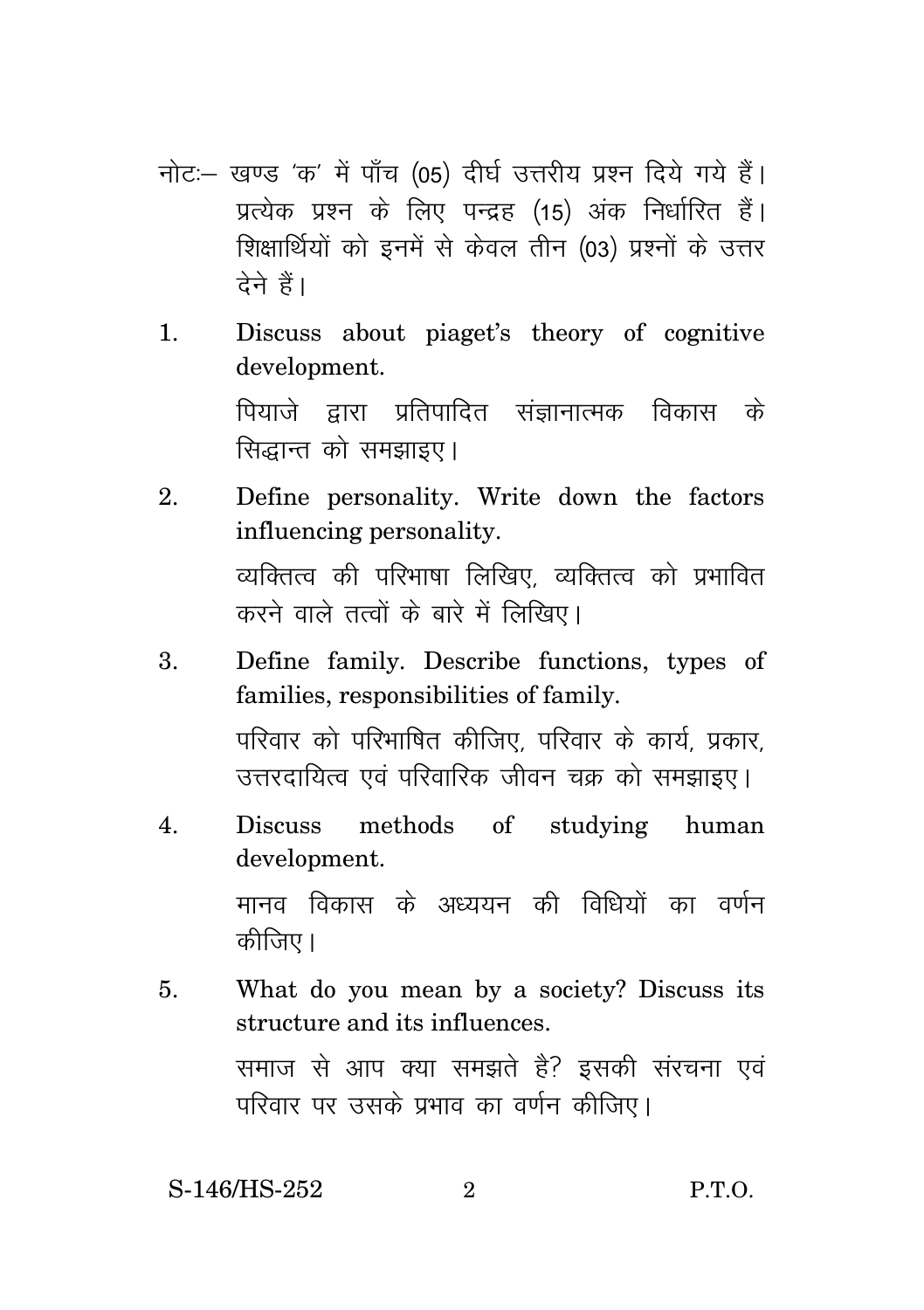नोटः– खण्ड 'क' में पाँच (05) दीर्घ उत्तरीय प्रश्न दिये गये हैं। प्रत्येक प्रश्न के लिए पन्द्रह (15) अंक निर्धारित हैं। शिक्षार्थियों को इनमें से केवल तीन (03) प्रश्नों के उत्तर देने हैं।

1. Discuss about piaget's theory of cognitive development.

   पियाजे द्वारा प्रतिपादित संज्ञानात्मक विकास के सिद्धान्त को समझाइए।

2. Define personality. Write down the factors influencing personality.

   व्यक्तित्व की परिभाषा लिखिए, व्यक्तित्व को प्रभावित करने वाले तत्वों के बारे में लिखिए।

3. Define family. Describe functions, types of families, responsibilities of family.

   परिवार को परिभाषित कीजिए, परिवार के कार्य, प्रकार, उत्तरदायित्व एवं परिवारिक जीवन चक्र को समझाइए।

4. Discuss methods of studying human development.

   मानव विकास के अध्ययन की विधियों का वर्णन कीजिए।

5. What do you mean by a society? Discuss its structure and its influences.

   समाज से आप क्या समझते है? इसकी संरचना एवं परिवार पर उसके प्रभाव का वर्णन कीजिए।

S-146/HS-252 P.T.O.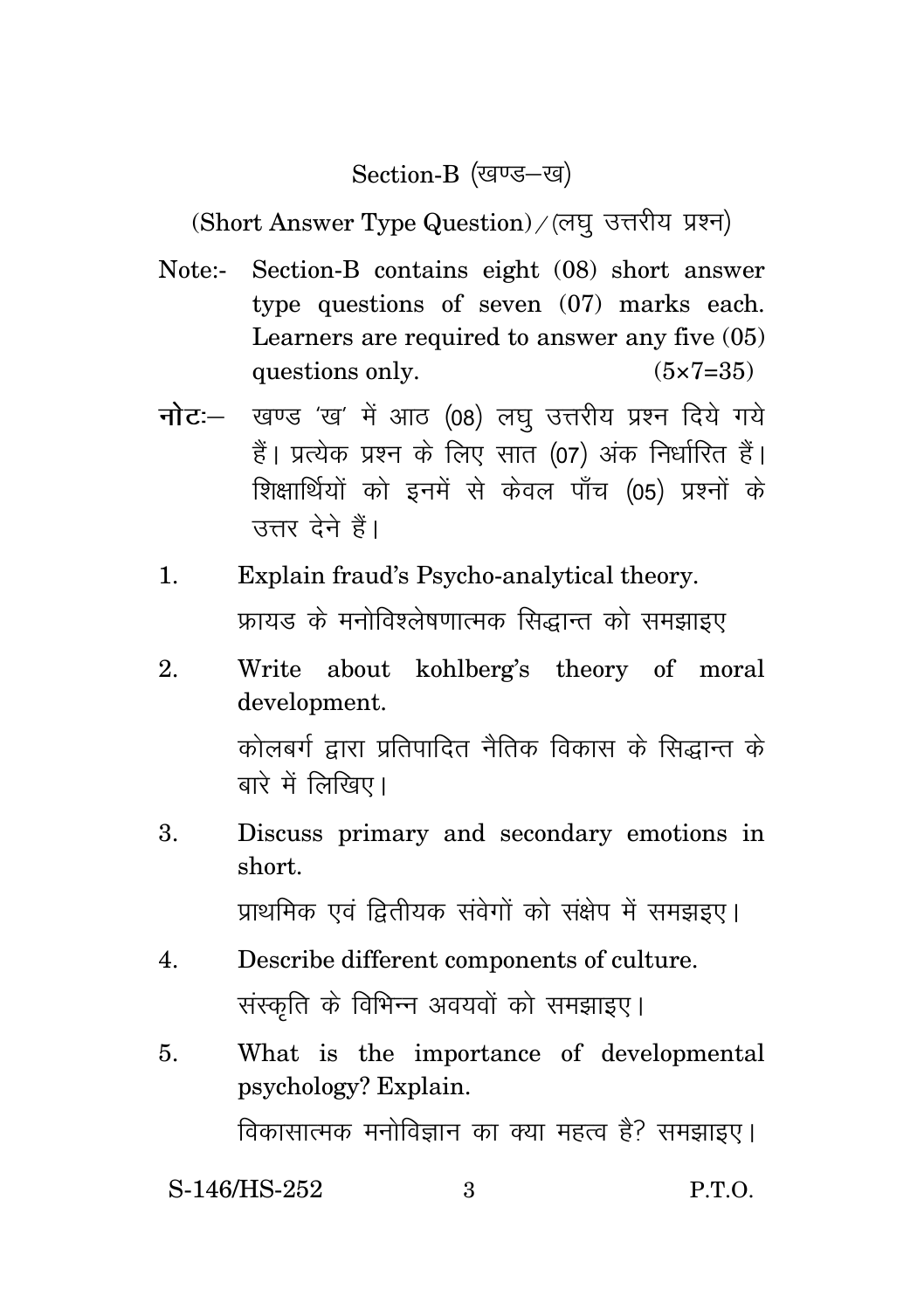## Section-B (खण्ड–ख)

(Short Answer Type Question) / (लघु उत्तरीय प्रश्न)

Note:- Section-B contains eight (08) short answer type questions of seven (07) marks each. Learners are required to answer any five (05) questions only. (5×7=35)

**नोट:–** खण्ड 'ख' में आठ (08) लघु उत्तरीय प्रश्न दिये गये हैं। प्रत्येक प्रश्न के लिए सात (07) अंक निर्धारित हैं। शिक्षार्थियों को इनमें से केवल पाँच (05) प्रश्नों के उत्तर देने हैं।

1. Explain fraud's Psycho-analytical theory.

   फ्रायड के मनोविश्लेषणात्मक सिद्धान्त को समझाइए

2. Write about kohlberg's theory of moral development.

   कोलबर्ग द्वारा प्रतिपादित नैतिक विकास के सिद्धान्त के बारे में लिखिए।

3. Discuss primary and secondary emotions in short.

   प्राथमिक एवं द्वितीयक संवेगों को संक्षेप में समझइए।

4. Describe different components of culture.

   संस्कृति के विभिन्न अवयवों को समझाइए।

5. What is the importance of developmental psychology? Explain.

   विकासात्मक मनोविज्ञान का क्या महत्व है? समझाइए।

S-146/HS-252 P.T.O.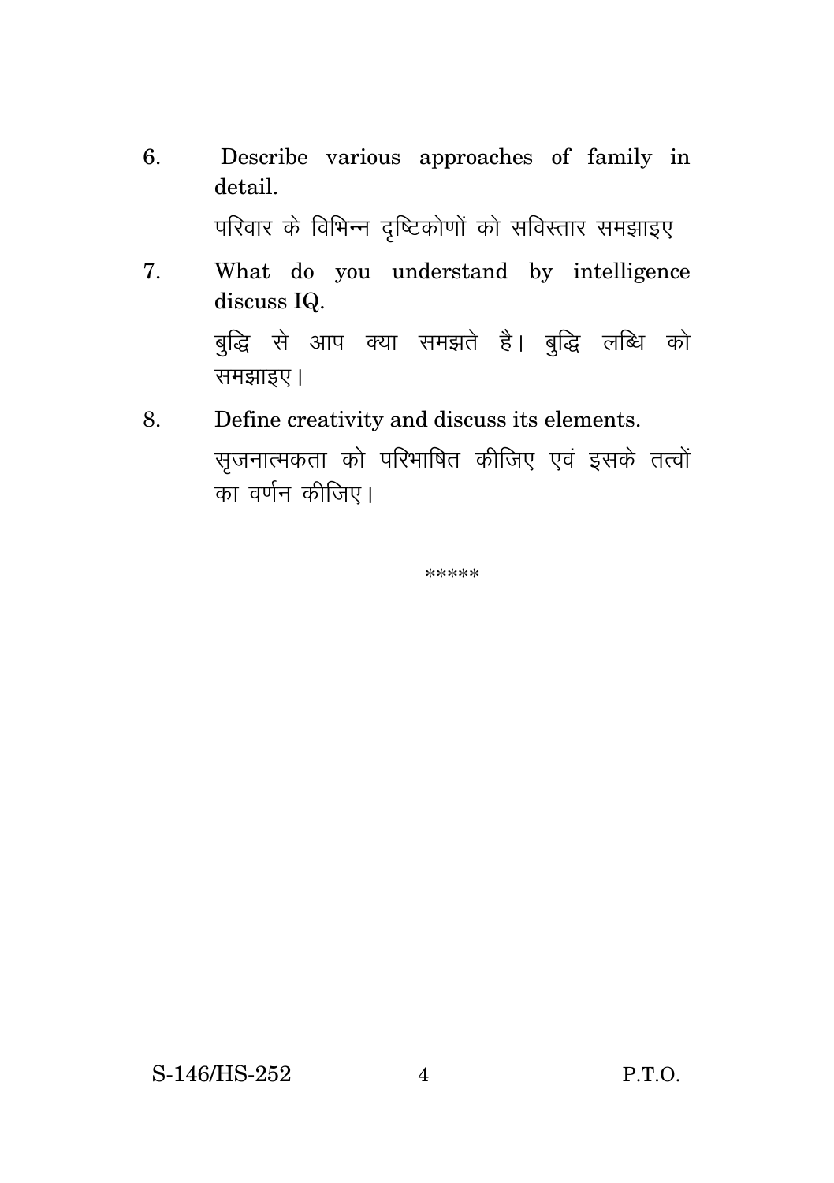6. Describe various approaches of family in detail.

   परिवार के विभिन्न दृष्टिकोणों को सविस्तार समझाइए

7. What do you understand by intelligence discuss IQ.

   बुद्धि से आप क्या समझते है। बुद्धि लब्धि को समझाइए।

8. Define creativity and discuss its elements.

   सृजनात्मकता को परिभाषित कीजिए एवं इसके तत्वों का वर्णन कीजिए।

*****

S-146/HS-252 P.T.O.